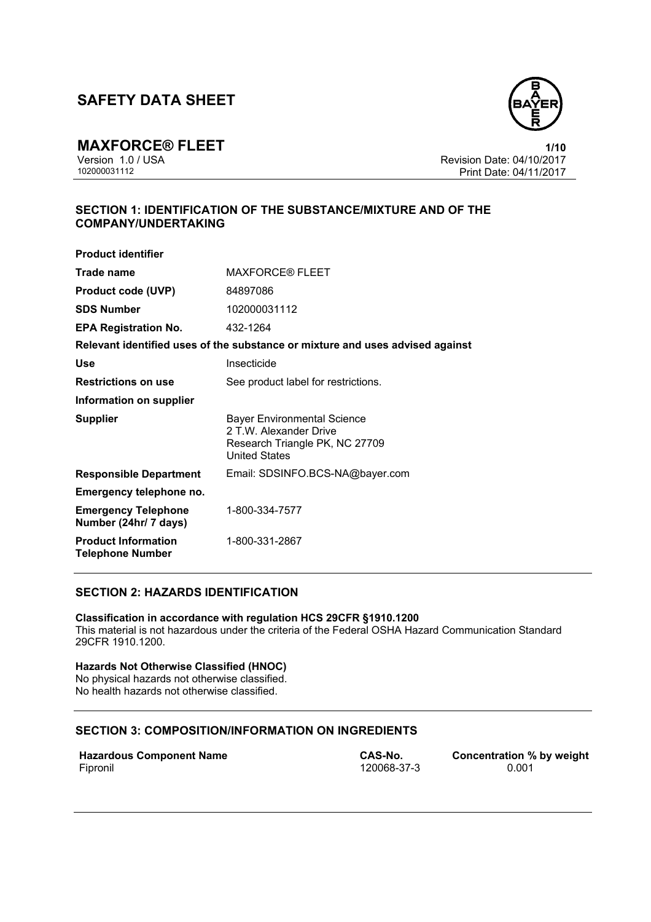# SAFETY DATA SHEET

**MAXFORCE® FLEET**

Version 1.0 / USA
102000031112

Revision Date: 04/10/2017
Print Date: 04/11/2017

## SECTION 1: IDENTIFICATION OF THE SUBSTANCE/MIXTURE AND OF THE COMPANY/UNDERTAKING

**Product identifier**

| | |
|---|---|
| **Trade name** | MAXFORCE® FLEET |
| **Product code (UVP)** | 84897086 |
| **SDS Number** | 102000031112 |
| **EPA Registration No.** | 432-1264 |

**Relevant identified uses of the substance or mixture and uses advised against**

| | |
|---|---|
| **Use** | Insecticide |
| **Restrictions on use** | See product label for restrictions. |

**Information on supplier**

| | |
|---|---|
| **Supplier** | Bayer Environmental Science<br>2 T.W. Alexander Drive<br>Research Triangle PK, NC 27709<br>United States |
| **Responsible Department** | Email: SDSINFO.BCS-NA@bayer.com |

**Emergency telephone no.**

| | |
|---|---|
| **Emergency Telephone Number (24hr/ 7 days)** | 1-800-334-7577 |
| **Product Information Telephone Number** | 1-800-331-2867 |

## SECTION 2: HAZARDS IDENTIFICATION

**Classification in accordance with regulation HCS 29CFR §1910.1200**

This material is not hazardous under the criteria of the Federal OSHA Hazard Communication Standard 29CFR 1910.1200.

**Hazards Not Otherwise Classified (HNOC)**

No physical hazards not otherwise classified.
No health hazards not otherwise classified.

## SECTION 3: COMPOSITION/INFORMATION ON INGREDIENTS

| Hazardous Component Name | CAS-No. | Concentration % by weight |
|---|---|---|
| Fipronil | 120068-37-3 | 0.001 |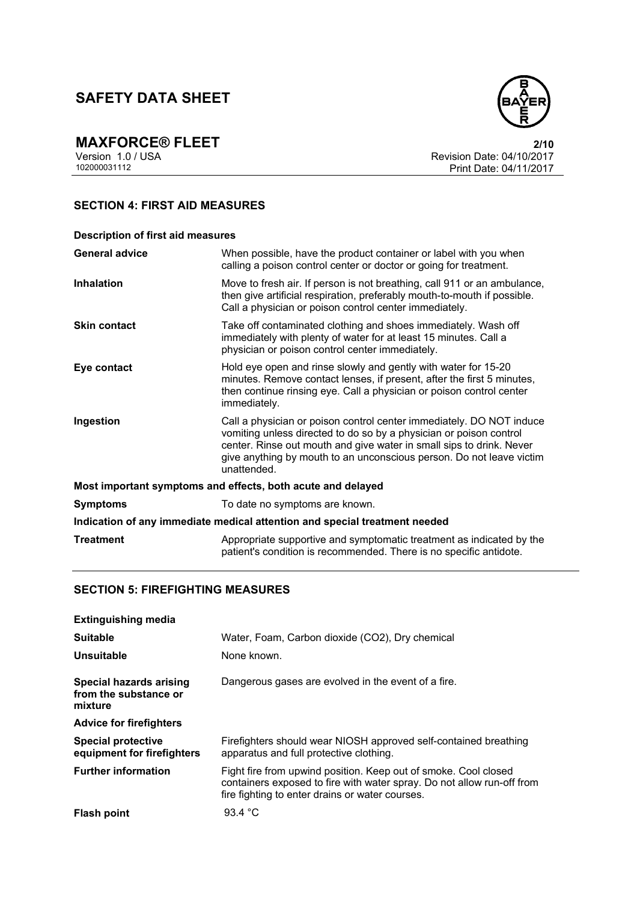## SECTION 4: FIRST AID MEASURES

**Description of first aid measures**

| | |
|---|---|
| **General advice** | When possible, have the product container or label with you when calling a poison control center or doctor or going for treatment. |
| **Inhalation** | Move to fresh air. If person is not breathing, call 911 or an ambulance, then give artificial respiration, preferably mouth-to-mouth if possible. Call a physician or poison control center immediately. |
| **Skin contact** | Take off contaminated clothing and shoes immediately. Wash off immediately with plenty of water for at least 15 minutes. Call a physician or poison control center immediately. |
| **Eye contact** | Hold eye open and rinse slowly and gently with water for 15-20 minutes. Remove contact lenses, if present, after the first 5 minutes, then continue rinsing eye. Call a physician or poison control center immediately. |
| **Ingestion** | Call a physician or poison control center immediately. DO NOT induce vomiting unless directed to do so by a physician or poison control center. Rinse out mouth and give water in small sips to drink. Never give anything by mouth to an unconscious person. Do not leave victim unattended. |

**Most important symptoms and effects, both acute and delayed**

| | |
|---|---|
| **Symptoms** | To date no symptoms are known. |

**Indication of any immediate medical attention and special treatment needed**

| | |
|---|---|
| **Treatment** | Appropriate supportive and symptomatic treatment as indicated by the patient's condition is recommended. There is no specific antidote. |

## SECTION 5: FIREFIGHTING MEASURES

**Extinguishing media**

| | |
|---|---|
| **Suitable** | Water, Foam, Carbon dioxide ($CO_2$), Dry chemical |
| **Unsuitable** | None known. |
| **Special hazards arising from the substance or mixture** | Dangerous gases are evolved in the event of a fire. |

**Advice for firefighters**

| | |
|---|---|
| **Special protective equipment for firefighters** | Firefighters should wear NIOSH approved self-contained breathing apparatus and full protective clothing. |
| **Further information** | Fight fire from upwind position. Keep out of smoke. Cool closed containers exposed to fire with water spray. Do not allow run-off from fire fighting to enter drains or water courses. |
| **Flash point** | 93.4 °C |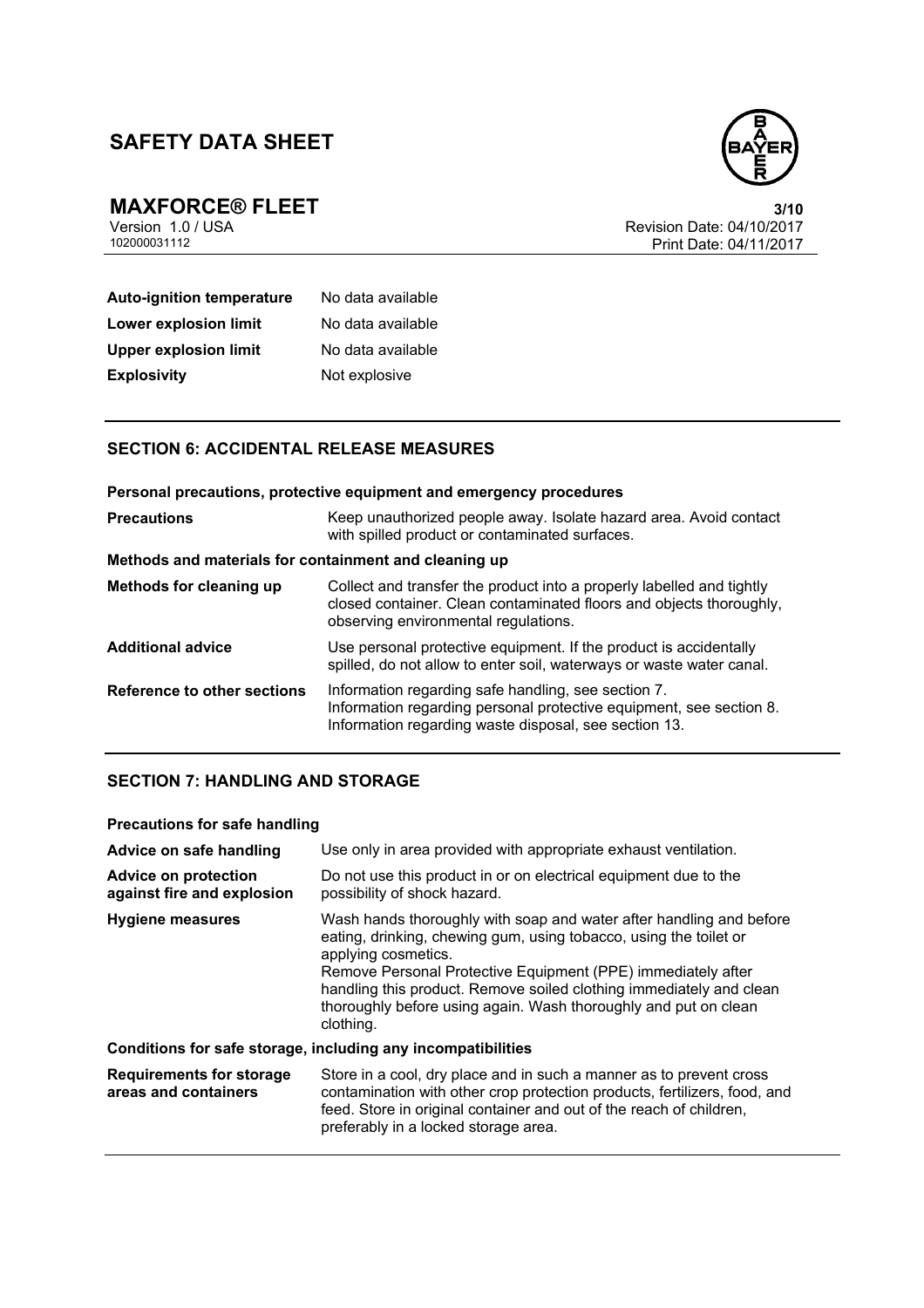| | |
|---|---|
| **Auto-ignition temperature** | No data available |
| **Lower explosion limit** | No data available |
| **Upper explosion limit** | No data available |
| **Explosivity** | Not explosive |

## SECTION 6: ACCIDENTAL RELEASE MEASURES

**Personal precautions, protective equipment and emergency procedures**

| | |
|---|---|
| **Precautions** | Keep unauthorized people away. Isolate hazard area. Avoid contact with spilled product or contaminated surfaces. |

**Methods and materials for containment and cleaning up**

| | |
|---|---|
| **Methods for cleaning up** | Collect and transfer the product into a properly labelled and tightly closed container. Clean contaminated floors and objects thoroughly, observing environmental regulations. |
| **Additional advice** | Use personal protective equipment. If the product is accidentally spilled, do not allow to enter soil, waterways or waste water canal. |
| **Reference to other sections** | Information regarding safe handling, see section 7.<br>Information regarding personal protective equipment, see section 8.<br>Information regarding waste disposal, see section 13. |

## SECTION 7: HANDLING AND STORAGE

**Precautions for safe handling**

| | |
|---|---|
| **Advice on safe handling** | Use only in area provided with appropriate exhaust ventilation. |
| **Advice on protection against fire and explosion** | Do not use this product in or on electrical equipment due to the possibility of shock hazard. |
| **Hygiene measures** | Wash hands thoroughly with soap and water after handling and before eating, drinking, chewing gum, using tobacco, using the toilet or applying cosmetics.<br>Remove Personal Protective Equipment (PPE) immediately after handling this product. Remove soiled clothing immediately and clean thoroughly before using again. Wash thoroughly and put on clean clothing. |

**Conditions for safe storage, including any incompatibilities**

| | |
|---|---|
| **Requirements for storage areas and containers** | Store in a cool, dry place and in such a manner as to prevent cross contamination with other crop protection products, fertilizers, food, and feed. Store in original container and out of the reach of children, preferably in a locked storage area. |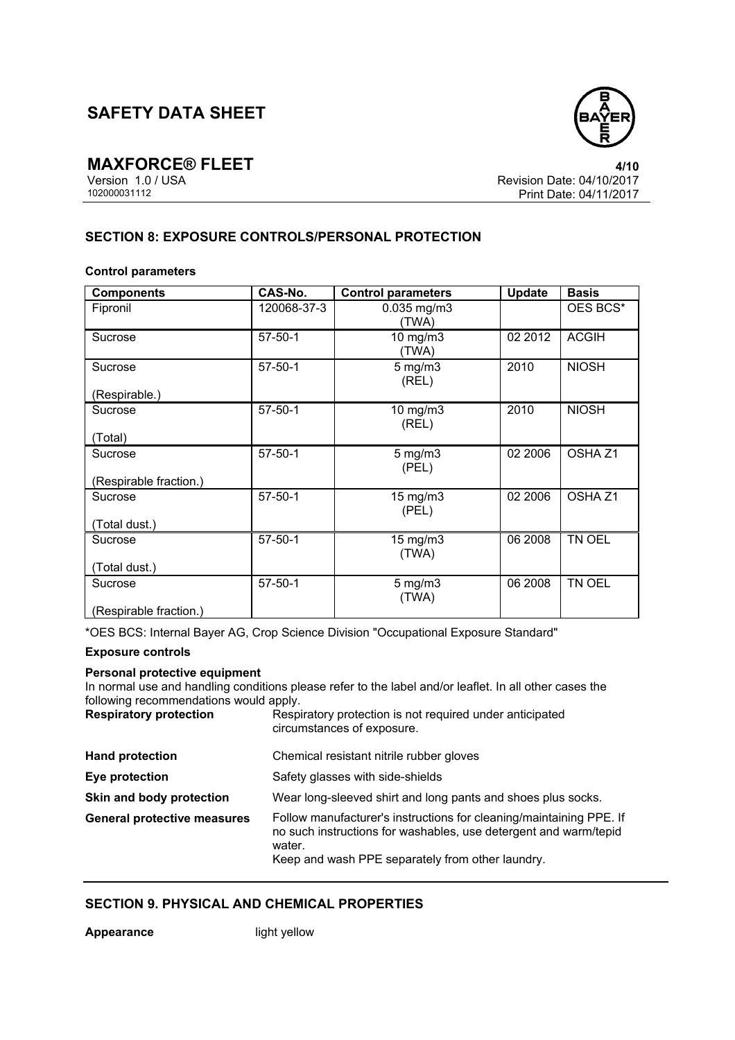## SECTION 8: EXPOSURE CONTROLS/PERSONAL PROTECTION

**Control parameters**

| Components | CAS-No. | Control parameters | Update | Basis |
|---|---|---|---|---|
| Fipronil | 120068-37-3 | 0.035 mg/m3 (TWA) | | OES BCS* |
| Sucrose | 57-50-1 | 10 mg/m3 (TWA) | 02 2012 | ACGIH |
| Sucrose (Respirable.) | 57-50-1 | 5 mg/m3 (REL) | 2010 | NIOSH |
| Sucrose (Total) | 57-50-1 | 10 mg/m3 (REL) | 2010 | NIOSH |
| Sucrose (Respirable fraction.) | 57-50-1 | 5 mg/m3 (PEL) | 02 2006 | OSHA Z1 |
| Sucrose (Total dust.) | 57-50-1 | 15 mg/m3 (PEL) | 02 2006 | OSHA Z1 |
| Sucrose (Total dust.) | 57-50-1 | 15 mg/m3 (TWA) | 06 2008 | TN OEL |
| Sucrose (Respirable fraction.) | 57-50-1 | 5 mg/m3 (TWA) | 06 2008 | TN OEL |

*OES BCS: Internal Bayer AG, Crop Science Division "Occupational Exposure Standard"

**Exposure controls**

**Personal protective equipment**

In normal use and handling conditions please refer to the label and/or leaflet. In all other cases the following recommendations would apply.

**Respiratory protection** Respiratory protection is not required under anticipated circumstances of exposure.

**Hand protection** Chemical resistant nitrile rubber gloves

**Eye protection** Safety glasses with side-shields

**Skin and body protection** Wear long-sleeved shirt and long pants and shoes plus socks.

**General protective measures** Follow manufacturer's instructions for cleaning/maintaining PPE. If no such instructions for washables, use detergent and warm/tepid water.
Keep and wash PPE separately from other laundry.

## SECTION 9. PHYSICAL AND CHEMICAL PROPERTIES

**Appearance** light yellow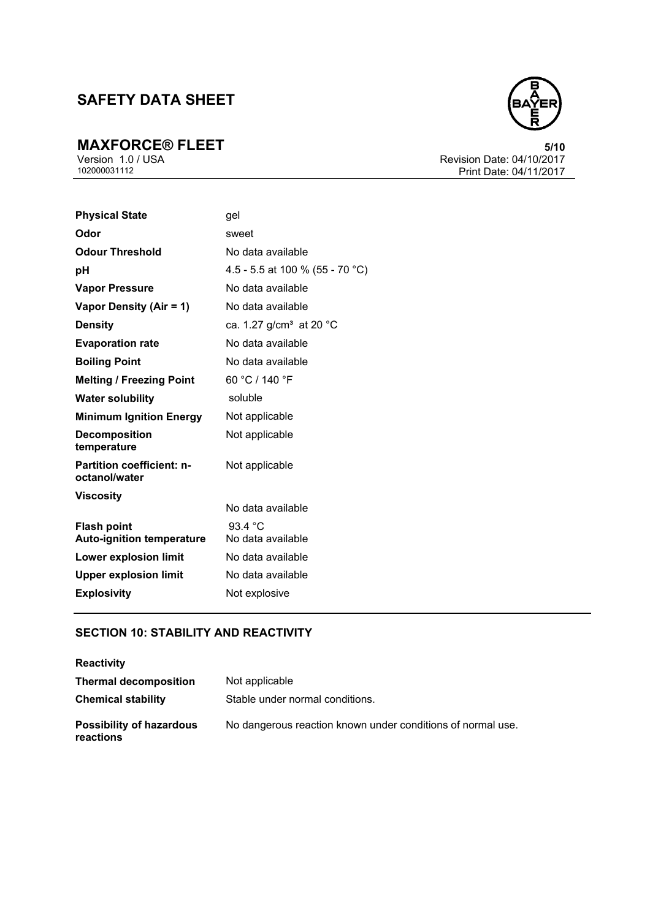| | |
|---|---|
| **Physical State** | gel |
| **Odor** | sweet |
| **Odour Threshold** | No data available |
| **pH** | 4.5 - 5.5 at 100 % (55 - 70 °C) |
| **Vapor Pressure** | No data available |
| **Vapor Density (Air = 1)** | No data available |
| **Density** | ca. 1.27 g/cm³ at 20 °C |
| **Evaporation rate** | No data available |
| **Boiling Point** | No data available |
| **Melting / Freezing Point** | 60 °C / 140 °F |
| **Water solubility** | soluble |
| **Minimum Ignition Energy** | Not applicable |
| **Decomposition temperature** | Not applicable |
| **Partition coefficient: n-octanol/water** | Not applicable |
| **Viscosity** | No data available |
| **Flash point** | 93.4 °C |
| **Auto-ignition temperature** | No data available |
| **Lower explosion limit** | No data available |
| **Upper explosion limit** | No data available |
| **Explosivity** | Not explosive |

## SECTION 10: STABILITY AND REACTIVITY

**Reactivity**

| | |
|---|---|
| **Thermal decomposition** | Not applicable |
| **Chemical stability** | Stable under normal conditions. |
| **Possibility of hazardous reactions** | No dangerous reaction known under conditions of normal use. |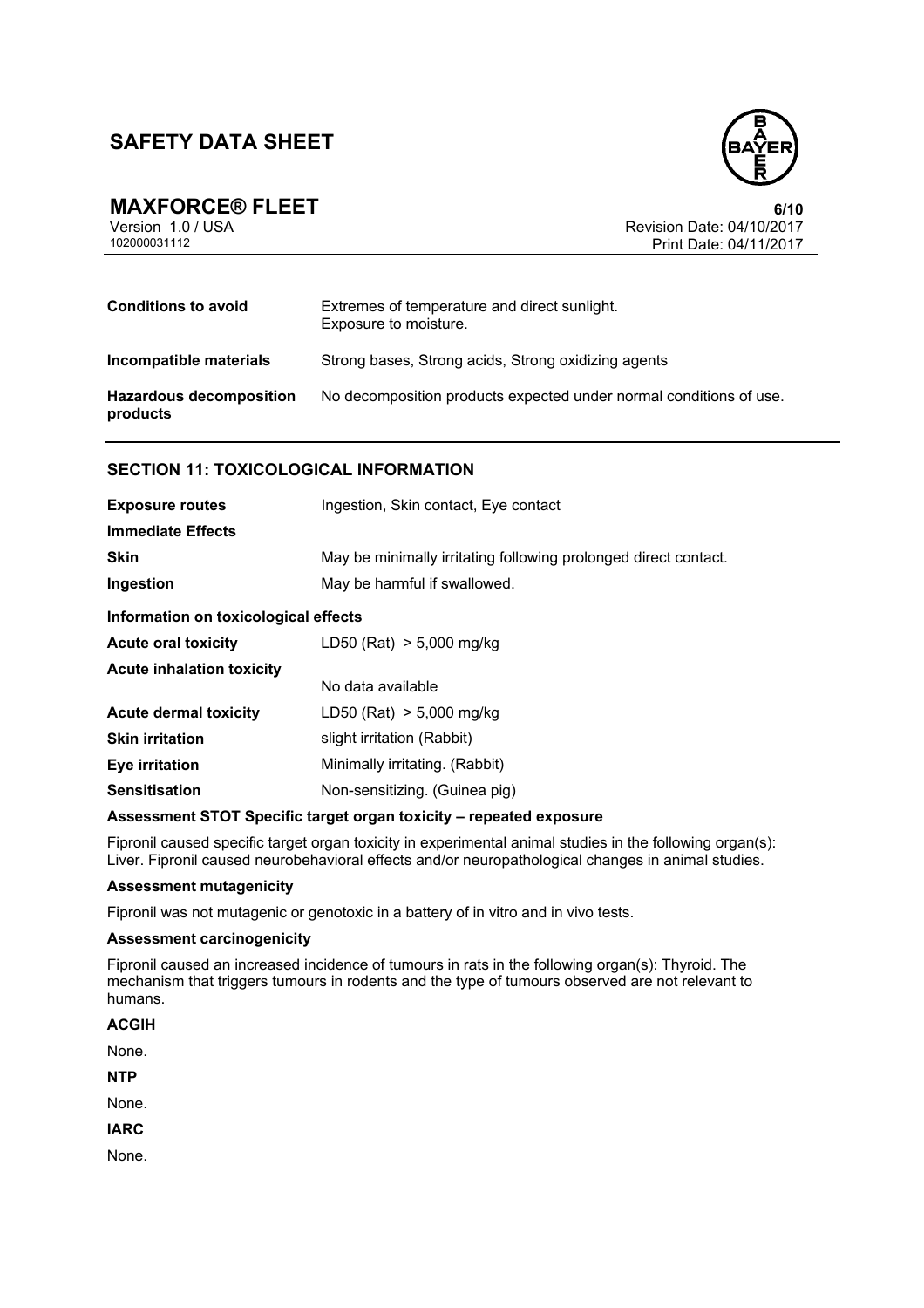| | |
|---|---|
| **Conditions to avoid** | Extremes of temperature and direct sunlight.<br>Exposure to moisture. |
| **Incompatible materials** | Strong bases, Strong acids, Strong oxidizing agents |
| **Hazardous decomposition products** | No decomposition products expected under normal conditions of use. |

## SECTION 11: TOXICOLOGICAL INFORMATION

| | |
|---|---|
| **Exposure routes** | Ingestion, Skin contact, Eye contact |
| **Immediate Effects** | |
| **Skin** | May be minimally irritating following prolonged direct contact. |
| **Ingestion** | May be harmful if swallowed. |

**Information on toxicological effects**

| | |
|---|---|
| **Acute oral toxicity** | LD50 (Rat) > 5,000 mg/kg |
| **Acute inhalation toxicity** | No data available |
| **Acute dermal toxicity** | LD50 (Rat) > 5,000 mg/kg |
| **Skin irritation** | slight irritation (Rabbit) |
| **Eye irritation** | Minimally irritating. (Rabbit) |
| **Sensitisation** | Non-sensitizing. (Guinea pig) |

**Assessment STOT Specific target organ toxicity – repeated exposure**

Fipronil caused specific target organ toxicity in experimental animal studies in the following organ(s): Liver. Fipronil caused neurobehavioral effects and/or neuropathological changes in animal studies.

**Assessment mutagenicity**

Fipronil was not mutagenic or genotoxic in a battery of in vitro and in vivo tests.

**Assessment carcinogenicity**

Fipronil caused an increased incidence of tumours in rats in the following organ(s): Thyroid. The mechanism that triggers tumours in rodents and the type of tumours observed are not relevant to humans.

**ACGIH**

None.

**NTP**

None.

**IARC**

None.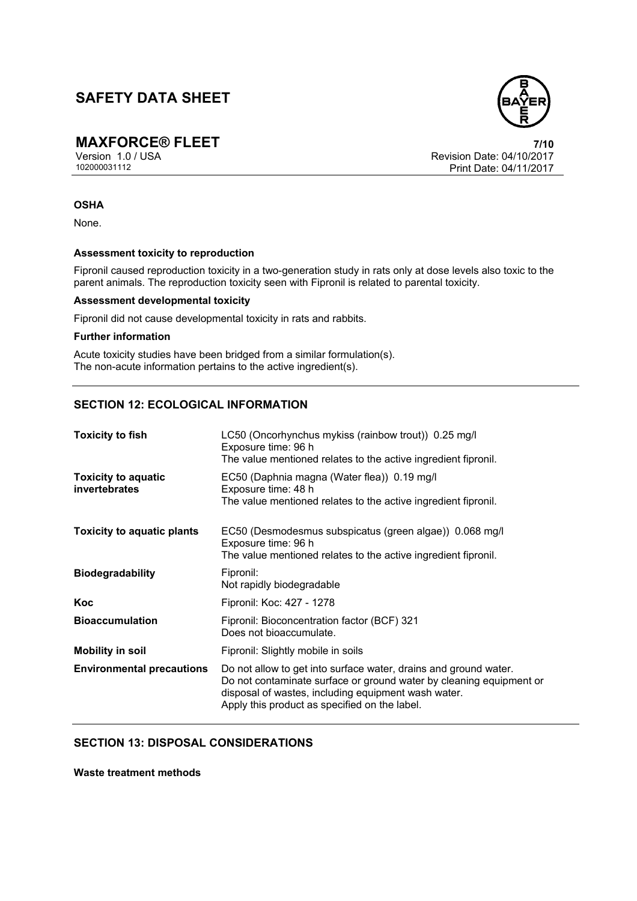**OSHA**

None.

**Assessment toxicity to reproduction**

Fipronil caused reproduction toxicity in a two-generation study in rats only at dose levels also toxic to the parent animals. The reproduction toxicity seen with Fipronil is related to parental toxicity.

**Assessment developmental toxicity**

Fipronil did not cause developmental toxicity in rats and rabbits.

**Further information**

Acute toxicity studies have been bridged from a similar formulation(s).
The non-acute information pertains to the active ingredient(s).

## SECTION 12: ECOLOGICAL INFORMATION

| | |
|---|---|
| **Toxicity to fish** | LC50 (Oncorhynchus mykiss (rainbow trout)) 0.25 mg/l<br>Exposure time: 96 h<br>The value mentioned relates to the active ingredient fipronil. |
| **Toxicity to aquatic invertebrates** | EC50 (Daphnia magna (Water flea)) 0.19 mg/l<br>Exposure time: 48 h<br>The value mentioned relates to the active ingredient fipronil. |
| **Toxicity to aquatic plants** | EC50 (Desmodesmus subspicatus (green algae)) 0.068 mg/l<br>Exposure time: 96 h<br>The value mentioned relates to the active ingredient fipronil. |
| **Biodegradability** | Fipronil:<br>Not rapidly biodegradable |
| **Koc** | Fipronil: Koc: 427 - 1278 |
| **Bioaccumulation** | Fipronil: Bioconcentration factor (BCF) 321<br>Does not bioaccumulate. |
| **Mobility in soil** | Fipronil: Slightly mobile in soils |
| **Environmental precautions** | Do not allow to get into surface water, drains and ground water.<br>Do not contaminate surface or ground water by cleaning equipment or disposal of wastes, including equipment wash water.<br>Apply this product as specified on the label. |

## SECTION 13: DISPOSAL CONSIDERATIONS

**Waste treatment methods**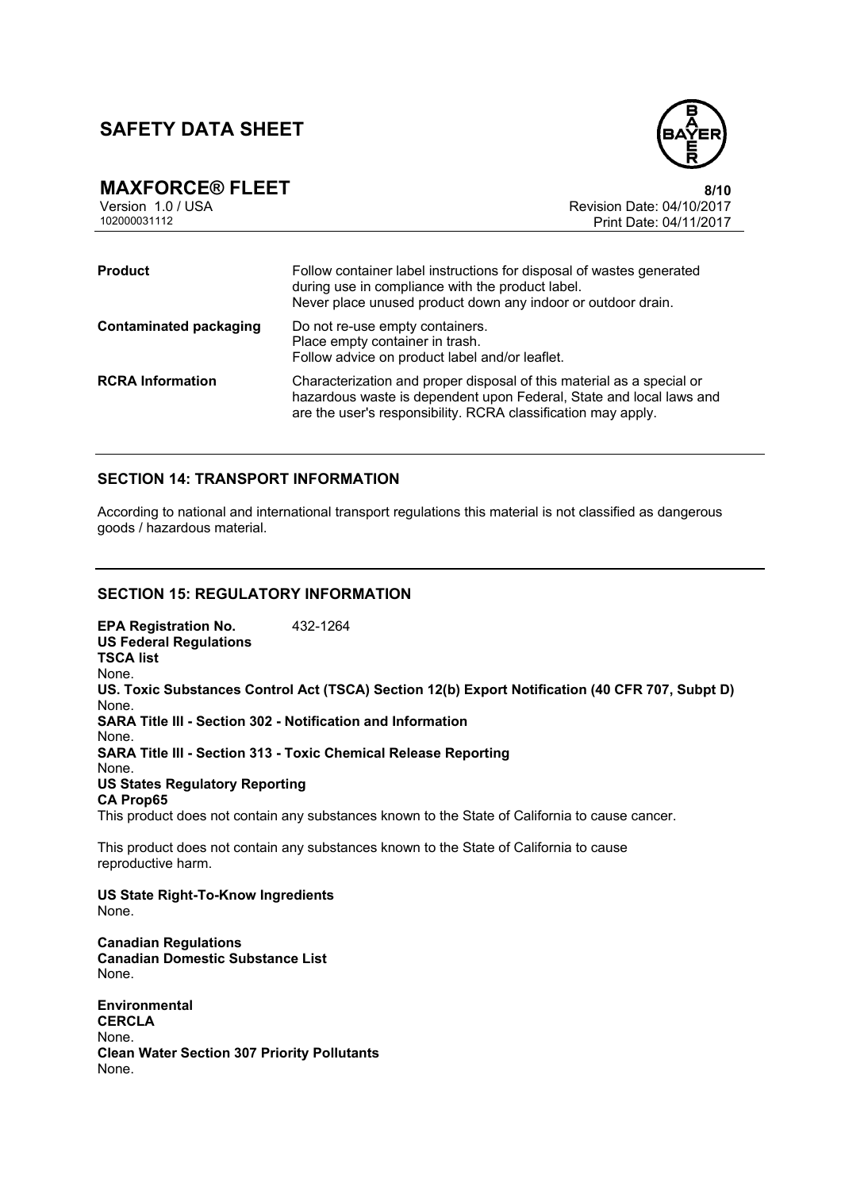| | |
|---|---|
| **Product** | Follow container label instructions for disposal of wastes generated during use in compliance with the product label. Never place unused product down any indoor or outdoor drain. |
| **Contaminated packaging** | Do not re-use empty containers. Place empty container in trash. Follow advice on product label and/or leaflet. |
| **RCRA Information** | Characterization and proper disposal of this material as a special or hazardous waste is dependent upon Federal, State and local laws and are the user's responsibility. RCRA classification may apply. |

## SECTION 14: TRANSPORT INFORMATION

According to national and international transport regulations this material is not classified as dangerous goods / hazardous material.

## SECTION 15: REGULATORY INFORMATION

**EPA Registration No.** 432-1264

**US Federal Regulations**

**TSCA list**

None.

**US. Toxic Substances Control Act (TSCA) Section 12(b) Export Notification (40 CFR 707, Subpt D)**

None.

**SARA Title III - Section 302 - Notification and Information**

None.

**SARA Title III - Section 313 - Toxic Chemical Release Reporting**

None.

**US States Regulatory Reporting**

**CA Prop65**

This product does not contain any substances known to the State of California to cause cancer.

This product does not contain any substances known to the State of California to cause reproductive harm.

**US State Right-To-Know Ingredients**

None.

**Canadian Regulations**

**Canadian Domestic Substance List**

None.

**Environmental**

**CERCLA**

None.

**Clean Water Section 307 Priority Pollutants**

None.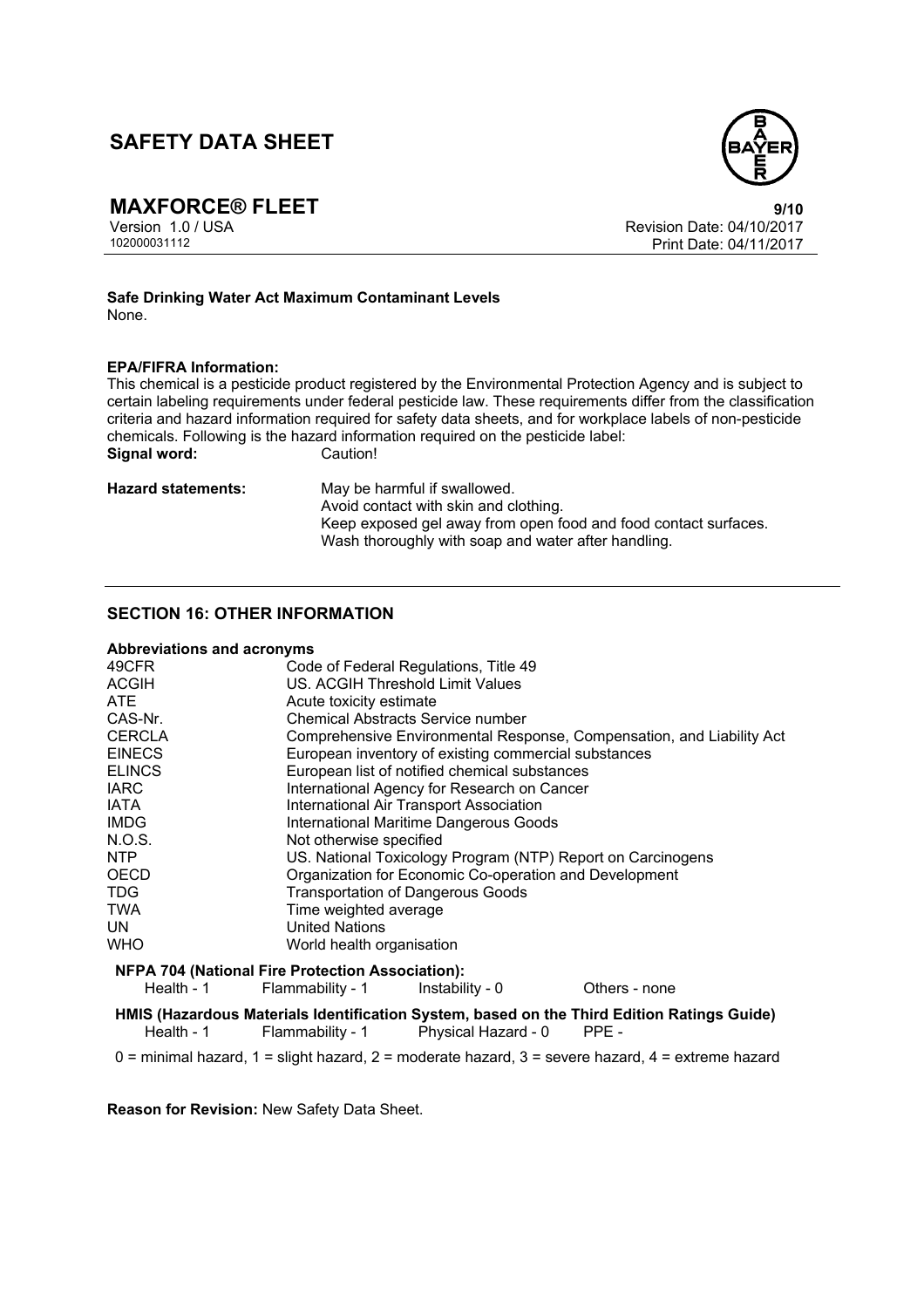**Safe Drinking Water Act Maximum Contaminant Levels**
None.

**EPA/FIFRA Information:**
This chemical is a pesticide product registered by the Environmental Protection Agency and is subject to certain labeling requirements under federal pesticide law. These requirements differ from the classification criteria and hazard information required for safety data sheets, and for workplace labels of non-pesticide chemicals. Following is the hazard information required on the pesticide label:

| | |
|---|---|
| **Signal word:** | Caution! |
| **Hazard statements:** | May be harmful if swallowed.<br>Avoid contact with skin and clothing.<br>Keep exposed gel away from open food and food contact surfaces.<br>Wash thoroughly with soap and water after handling. |

## SECTION 16: OTHER INFORMATION

**Abbreviations and acronyms**

| | |
|---|---|
| 49CFR | Code of Federal Regulations, Title 49 |
| ACGIH | US. ACGIH Threshold Limit Values |
| ATE | Acute toxicity estimate |
| CAS-Nr. | Chemical Abstracts Service number |
| CERCLA | Comprehensive Environmental Response, Compensation, and Liability Act |
| EINECS | European inventory of existing commercial substances |
| ELINCS | European list of notified chemical substances |
| IARC | International Agency for Research on Cancer |
| IATA | International Air Transport Association |
| IMDG | International Maritime Dangerous Goods |
| N.O.S. | Not otherwise specified |
| NTP | US. National Toxicology Program (NTP) Report on Carcinogens |
| OECD | Organization for Economic Co-operation and Development |
| TDG | Transportation of Dangerous Goods |
| TWA | Time weighted average |
| UN | United Nations |
| WHO | World health organisation |

**NFPA 704 (National Fire Protection Association):**

| | | | |
|---|---|---|---|
| Health - 1 | Flammability - 1 | Instability - 0 | Others - none |

**HMIS (Hazardous Materials Identification System, based on the Third Edition Ratings Guide)**

| | | | |
|---|---|---|---|
| Health - 1 | Flammability - 1 | Physical Hazard - 0 | PPE - |

0 = minimal hazard, 1 = slight hazard, 2 = moderate hazard, 3 = severe hazard, 4 = extreme hazard

**Reason for Revision:** New Safety Data Sheet.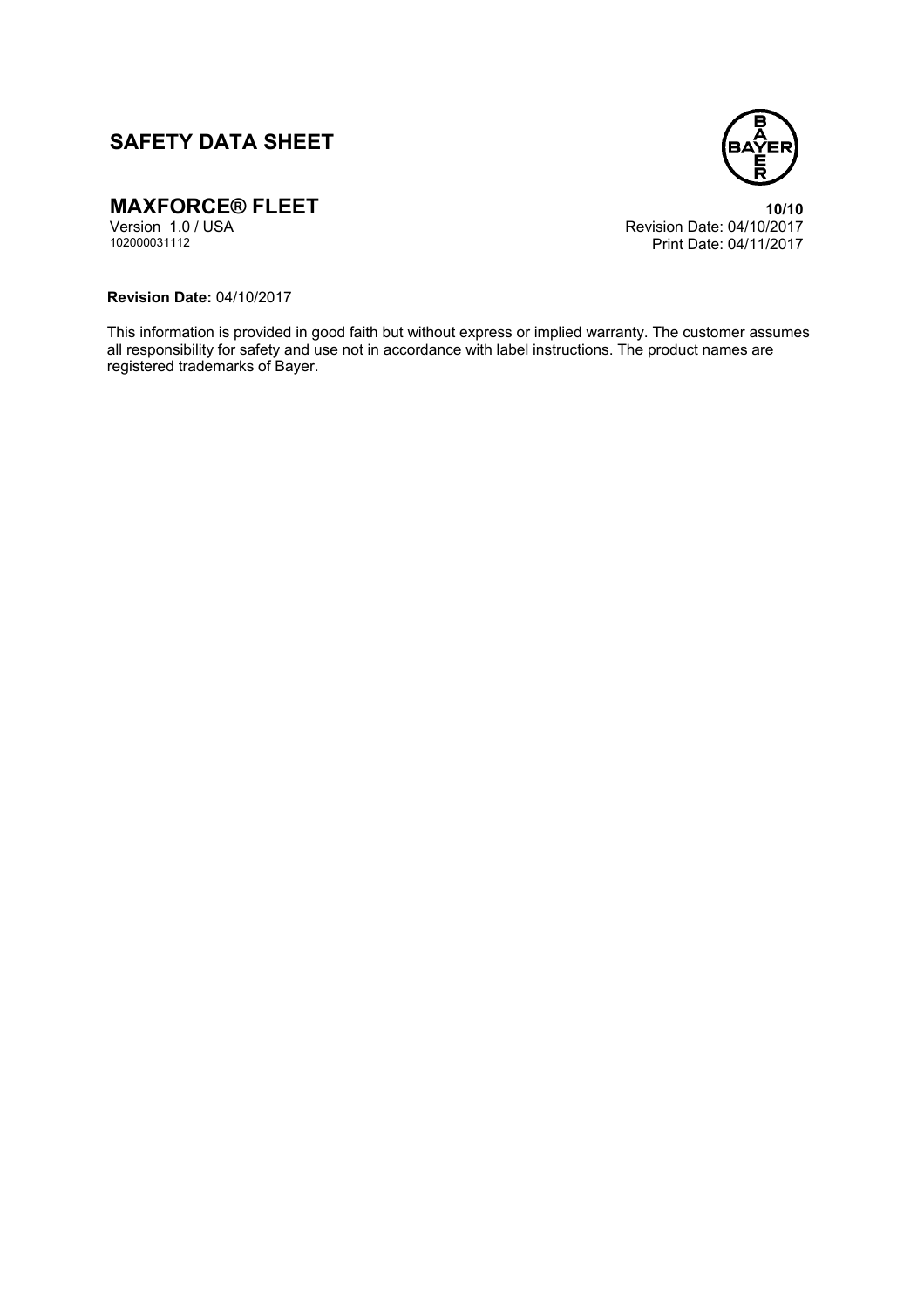**Revision Date:** 04/10/2017

This information is provided in good faith but without express or implied warranty. The customer assumes all responsibility for safety and use not in accordance with label instructions. The product names are registered trademarks of Bayer.